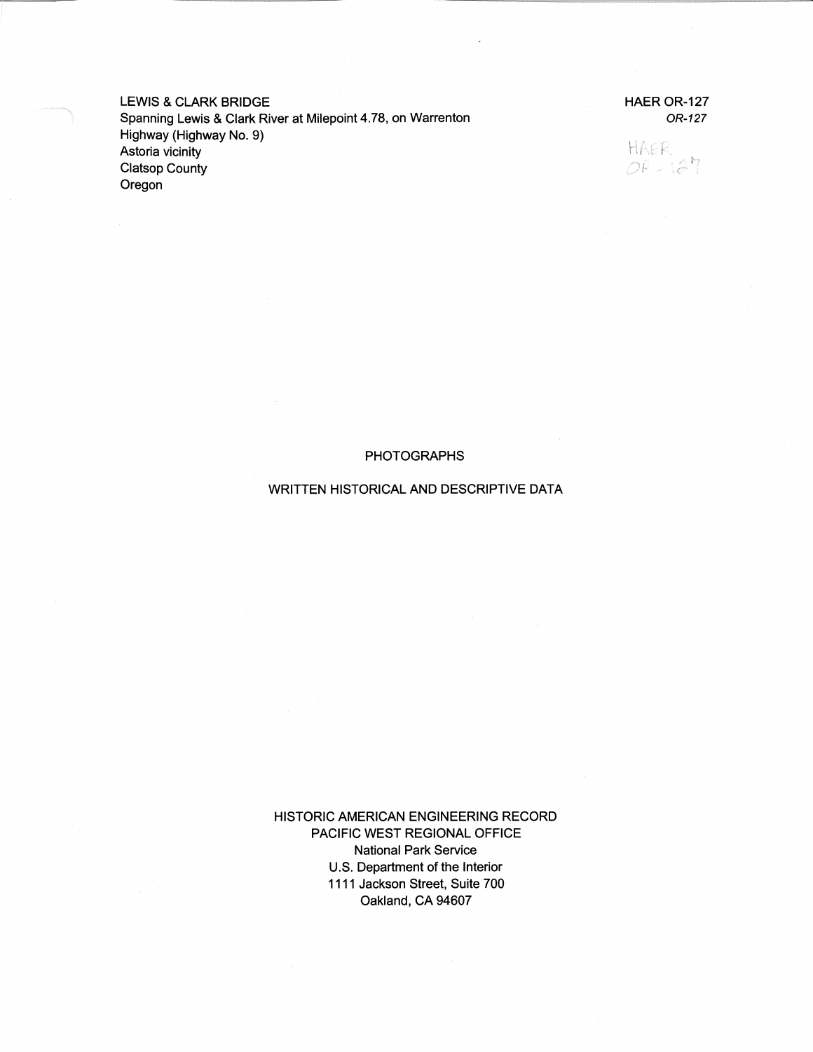LEWIS & CLARK BRIDGE
Spanning Lewis & Clark River at Milepoint 4.78, on Warrenton Highway (Highway No. 9)
Astoria vicinity
Clatsop County
Oregon

HAER OR-127
*OR-127*

HAER
OR-127

PHOTOGRAPHS

WRITTEN HISTORICAL AND DESCRIPTIVE DATA

HISTORIC AMERICAN ENGINEERING RECORD
PACIFIC WEST REGIONAL OFFICE
National Park Service
U.S. Department of the Interior
1111 Jackson Street, Suite 700
Oakland, CA 94607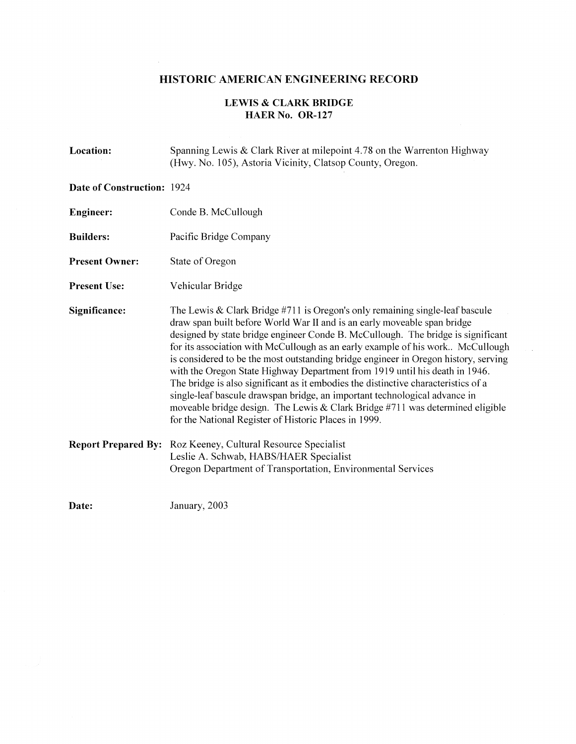# HISTORIC AMERICAN ENGINEERING RECORD

## LEWIS & CLARK BRIDGE
## HAER No. OR-127

**Location:** Spanning Lewis & Clark River at milepoint 4.78 on the Warrenton Highway (Hwy. No. 105), Astoria Vicinity, Clatsop County, Oregon.

**Date of Construction:** 1924

**Engineer:** Conde B. McCullough

**Builders:** Pacific Bridge Company

**Present Owner:** State of Oregon

**Present Use:** Vehicular Bridge

**Significance:** The Lewis & Clark Bridge #711 is Oregon's only remaining single-leaf bascule draw span built before World War II and is an early moveable span bridge designed by state bridge engineer Conde B. McCullough. The bridge is significant for its association with McCullough as an early example of his work.. McCullough is considered to be the most outstanding bridge engineer in Oregon history, serving with the Oregon State Highway Department from 1919 until his death in 1946. The bridge is also significant as it embodies the distinctive characteristics of a single-leaf bascule drawspan bridge, an important technological advance in moveable bridge design. The Lewis & Clark Bridge #711 was determined eligible for the National Register of Historic Places in 1999.

**Report Prepared By:** Roz Keeney, Cultural Resource Specialist
Leslie A. Schwab, HABS/HAER Specialist
Oregon Department of Transportation, Environmental Services

**Date:** January, 2003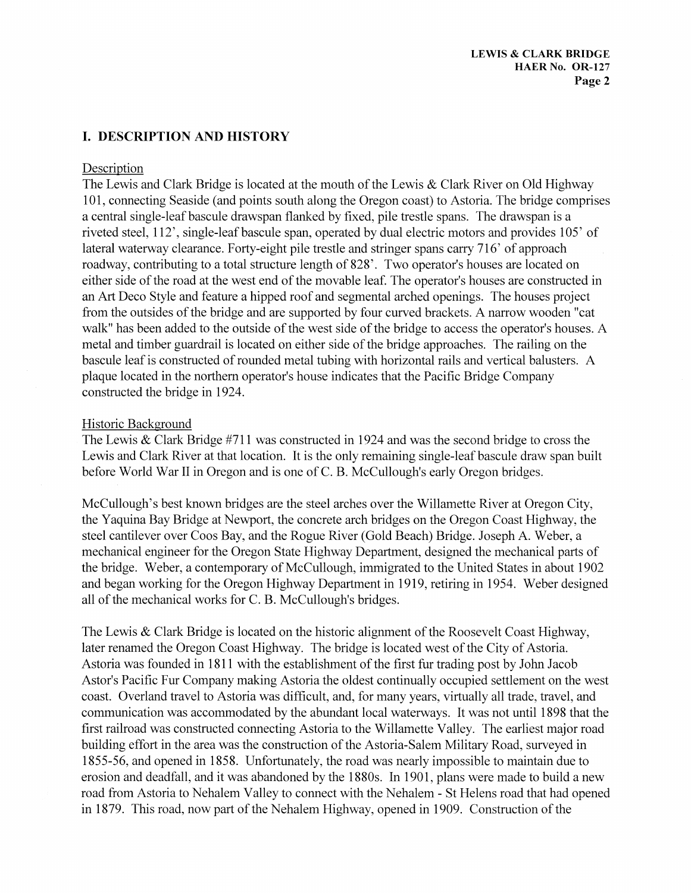## I. DESCRIPTION AND HISTORY

Description

The Lewis and Clark Bridge is located at the mouth of the Lewis & Clark River on Old Highway 101, connecting Seaside (and points south along the Oregon coast) to Astoria. The bridge comprises a central single-leaf bascule drawspan flanked by fixed, pile trestle spans. The drawspan is a riveted steel, 112', single-leaf bascule span, operated by dual electric motors and provides 105' of lateral waterway clearance. Forty-eight pile trestle and stringer spans carry 716' of approach roadway, contributing to a total structure length of 828'. Two operator's houses are located on either side of the road at the west end of the movable leaf. The operator's houses are constructed in an Art Deco Style and feature a hipped roof and segmental arched openings. The houses project from the outsides of the bridge and are supported by four curved brackets. A narrow wooden "cat walk" has been added to the outside of the west side of the bridge to access the operator's houses. A metal and timber guardrail is located on either side of the bridge approaches. The railing on the bascule leaf is constructed of rounded metal tubing with horizontal rails and vertical balusters. A plaque located in the northern operator's house indicates that the Pacific Bridge Company constructed the bridge in 1924.

Historic Background

The Lewis & Clark Bridge #711 was constructed in 1924 and was the second bridge to cross the Lewis and Clark River at that location. It is the only remaining single-leaf bascule draw span built before World War II in Oregon and is one of C. B. McCullough's early Oregon bridges.

McCullough's best known bridges are the steel arches over the Willamette River at Oregon City, the Yaquina Bay Bridge at Newport, the concrete arch bridges on the Oregon Coast Highway, the steel cantilever over Coos Bay, and the Rogue River (Gold Beach) Bridge. Joseph A. Weber, a mechanical engineer for the Oregon State Highway Department, designed the mechanical parts of the bridge. Weber, a contemporary of McCullough, immigrated to the United States in about 1902 and began working for the Oregon Highway Department in 1919, retiring in 1954. Weber designed all of the mechanical works for C. B. McCullough's bridges.

The Lewis & Clark Bridge is located on the historic alignment of the Roosevelt Coast Highway, later renamed the Oregon Coast Highway. The bridge is located west of the City of Astoria. Astoria was founded in 1811 with the establishment of the first fur trading post by John Jacob Astor's Pacific Fur Company making Astoria the oldest continually occupied settlement on the west coast. Overland travel to Astoria was difficult, and, for many years, virtually all trade, travel, and communication was accommodated by the abundant local waterways. It was not until 1898 that the first railroad was constructed connecting Astoria to the Willamette Valley. The earliest major road building effort in the area was the construction of the Astoria-Salem Military Road, surveyed in 1855-56, and opened in 1858. Unfortunately, the road was nearly impossible to maintain due to erosion and deadfall, and it was abandoned by the 1880s. In 1901, plans were made to build a new road from Astoria to Nehalem Valley to connect with the Nehalem - St Helens road that had opened in 1879. This road, now part of the Nehalem Highway, opened in 1909. Construction of the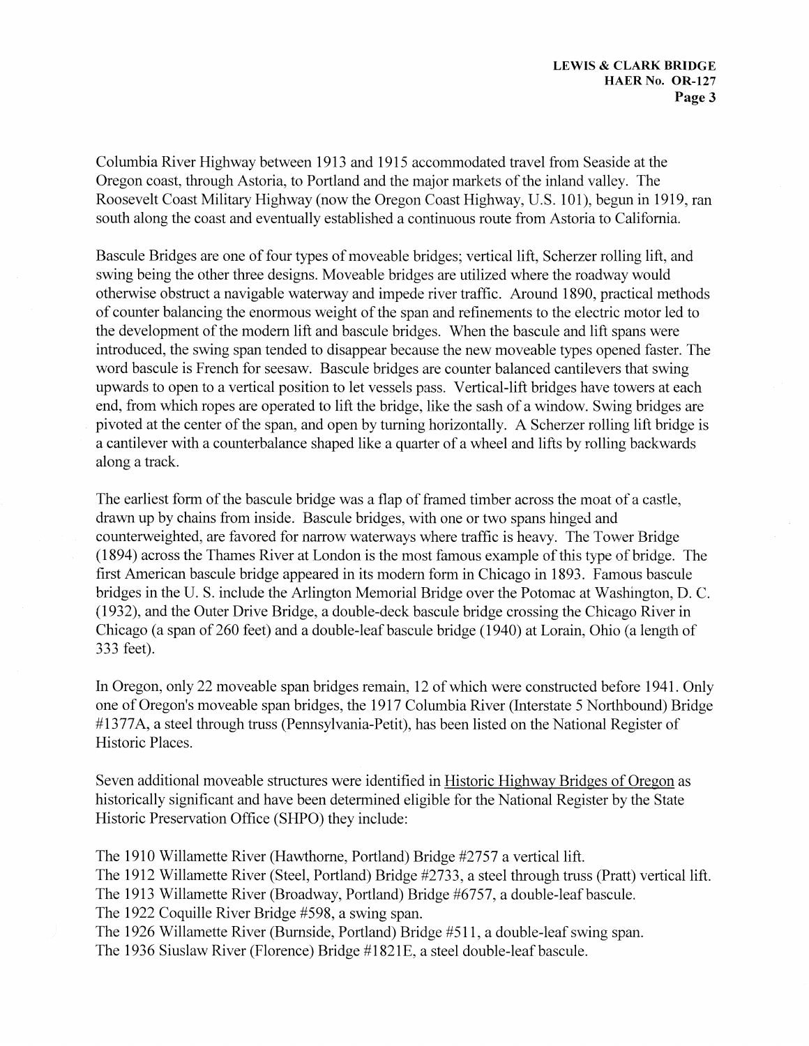Columbia River Highway between 1913 and 1915 accommodated travel from Seaside at the Oregon coast, through Astoria, to Portland and the major markets of the inland valley. The Roosevelt Coast Military Highway (now the Oregon Coast Highway, U.S. 101), begun in 1919, ran south along the coast and eventually established a continuous route from Astoria to California.

Bascule Bridges are one of four types of moveable bridges; vertical lift, Scherzer rolling lift, and swing being the other three designs. Moveable bridges are utilized where the roadway would otherwise obstruct a navigable waterway and impede river traffic. Around 1890, practical methods of counter balancing the enormous weight of the span and refinements to the electric motor led to the development of the modern lift and bascule bridges. When the bascule and lift spans were introduced, the swing span tended to disappear because the new moveable types opened faster. The word bascule is French for seesaw. Bascule bridges are counter balanced cantilevers that swing upwards to open to a vertical position to let vessels pass. Vertical-lift bridges have towers at each end, from which ropes are operated to lift the bridge, like the sash of a window. Swing bridges are pivoted at the center of the span, and open by turning horizontally. A Scherzer rolling lift bridge is a cantilever with a counterbalance shaped like a quarter of a wheel and lifts by rolling backwards along a track.

The earliest form of the bascule bridge was a flap of framed timber across the moat of a castle, drawn up by chains from inside. Bascule bridges, with one or two spans hinged and counterweighted, are favored for narrow waterways where traffic is heavy. The Tower Bridge (1894) across the Thames River at London is the most famous example of this type of bridge. The first American bascule bridge appeared in its modern form in Chicago in 1893. Famous bascule bridges in the U. S. include the Arlington Memorial Bridge over the Potomac at Washington, D. C. (1932), and the Outer Drive Bridge, a double-deck bascule bridge crossing the Chicago River in Chicago (a span of 260 feet) and a double-leaf bascule bridge (1940) at Lorain, Ohio (a length of 333 feet).

In Oregon, only 22 moveable span bridges remain, 12 of which were constructed before 1941. Only one of Oregon's moveable span bridges, the 1917 Columbia River (Interstate 5 Northbound) Bridge #1377A, a steel through truss (Pennsylvania-Petit), has been listed on the National Register of Historic Places.

Seven additional moveable structures were identified in Historic Highway Bridges of Oregon as historically significant and have been determined eligible for the National Register by the State Historic Preservation Office (SHPO) they include:

The 1910 Willamette River (Hawthorne, Portland) Bridge #2757 a vertical lift.  
The 1912 Willamette River (Steel, Portland) Bridge #2733, a steel through truss (Pratt) vertical lift.  
The 1913 Willamette River (Broadway, Portland) Bridge #6757, a double-leaf bascule.  
The 1922 Coquille River Bridge #598, a swing span.  
The 1926 Willamette River (Burnside, Portland) Bridge #511, a double-leaf swing span.  
The 1936 Siuslaw River (Florence) Bridge #1821E, a steel double-leaf bascule.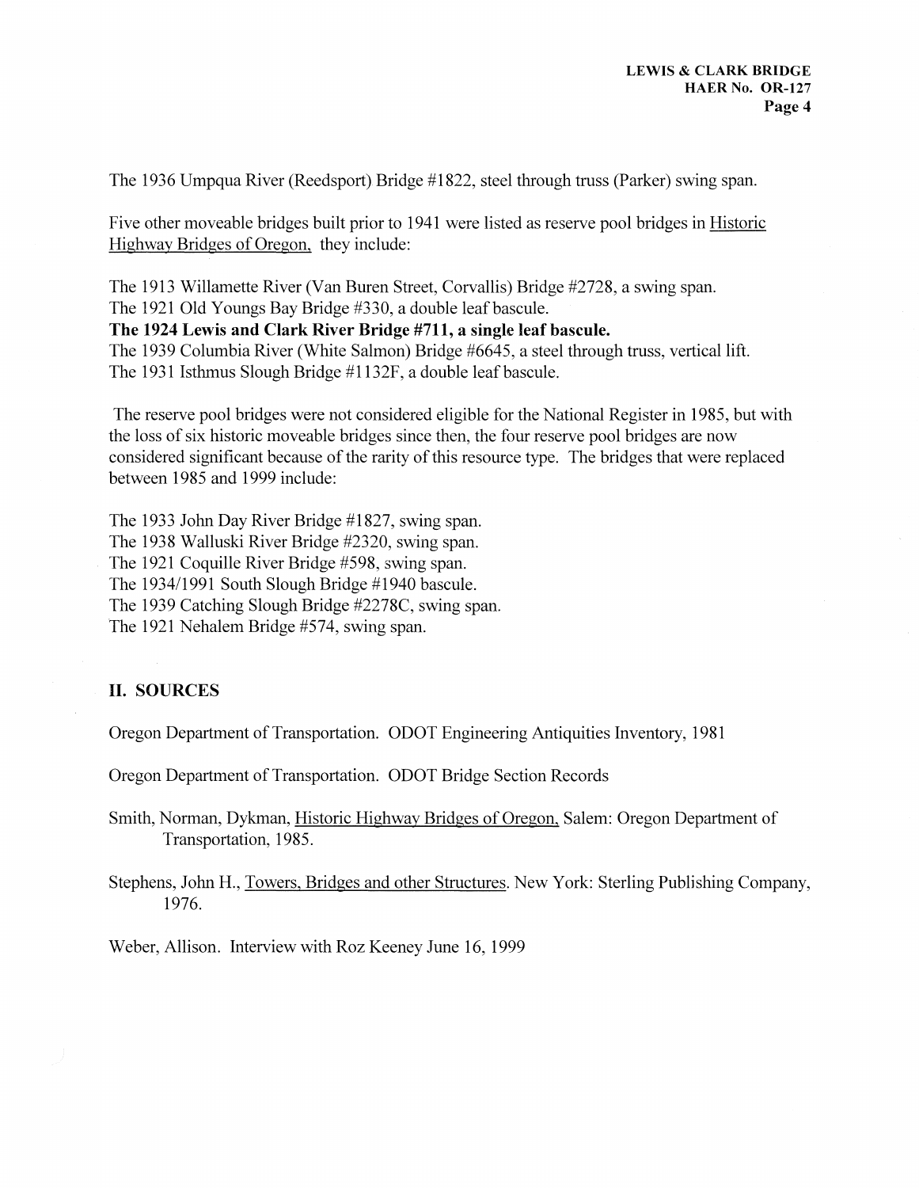The 1936 Umpqua River (Reedsport) Bridge #1822, steel through truss (Parker) swing span.

Five other moveable bridges built prior to 1941 were listed as reserve pool bridges in Historic Highway Bridges of Oregon, they include:

The 1913 Willamette River (Van Buren Street, Corvallis) Bridge #2728, a swing span.
The 1921 Old Youngs Bay Bridge #330, a double leaf bascule.
**The 1924 Lewis and Clark River Bridge #711, a single leaf bascule.**
The 1939 Columbia River (White Salmon) Bridge #6645, a steel through truss, vertical lift.
The 1931 Isthmus Slough Bridge #1132F, a double leaf bascule.

The reserve pool bridges were not considered eligible for the National Register in 1985, but with the loss of six historic moveable bridges since then, the four reserve pool bridges are now considered significant because of the rarity of this resource type. The bridges that were replaced between 1985 and 1999 include:

The 1933 John Day River Bridge #1827, swing span.
The 1938 Walluski River Bridge #2320, swing span.
The 1921 Coquille River Bridge #598, swing span.
The 1934/1991 South Slough Bridge #1940 bascule.
The 1939 Catching Slough Bridge #2278C, swing span.
The 1921 Nehalem Bridge #574, swing span.

## II. SOURCES

Oregon Department of Transportation. ODOT Engineering Antiquities Inventory, 1981

Oregon Department of Transportation. ODOT Bridge Section Records

Smith, Norman, Dykman, Historic Highway Bridges of Oregon, Salem: Oregon Department of Transportation, 1985.

Stephens, John H., Towers, Bridges and other Structures. New York: Sterling Publishing Company, 1976.

Weber, Allison. Interview with Roz Keeney June 16, 1999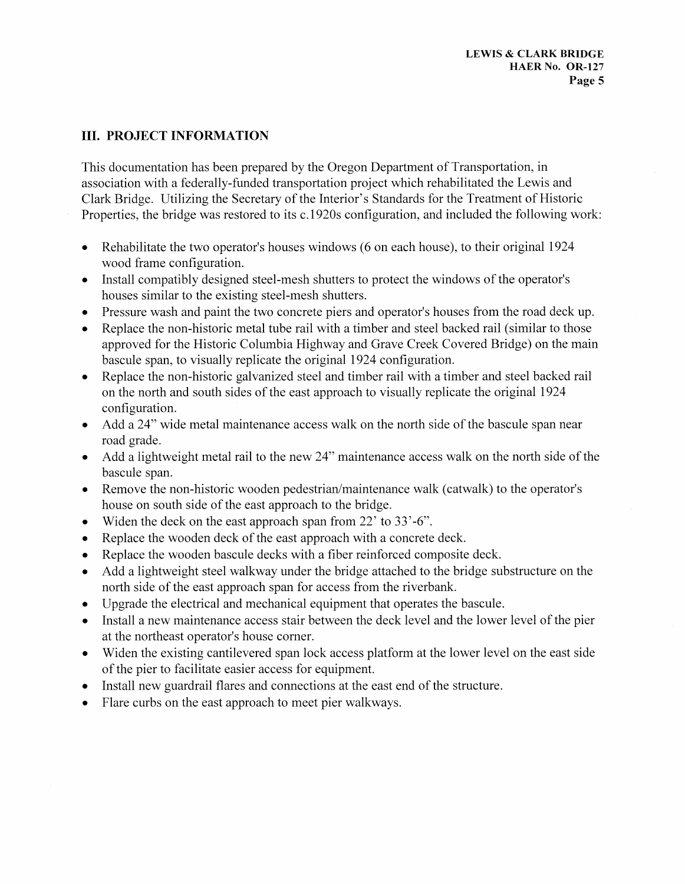## III. PROJECT INFORMATION

This documentation has been prepared by the Oregon Department of Transportation, in association with a federally-funded transportation project which rehabilitated the Lewis and Clark Bridge. Utilizing the Secretary of the Interior's Standards for the Treatment of Historic Properties, the bridge was restored to its c.1920s configuration, and included the following work:

- Rehabilitate the two operator's houses windows (6 on each house), to their original 1924 wood frame configuration.
- Install compatibly designed steel-mesh shutters to protect the windows of the operator's houses similar to the existing steel-mesh shutters.
- Pressure wash and paint the two concrete piers and operator's houses from the road deck up.
- Replace the non-historic metal tube rail with a timber and steel backed rail (similar to those approved for the Historic Columbia Highway and Grave Creek Covered Bridge) on the main bascule span, to visually replicate the original 1924 configuration.
- Replace the non-historic galvanized steel and timber rail with a timber and steel backed rail on the north and south sides of the east approach to visually replicate the original 1924 configuration.
- Add a 24" wide metal maintenance access walk on the north side of the bascule span near road grade.
- Add a lightweight metal rail to the new 24" maintenance access walk on the north side of the bascule span.
- Remove the non-historic wooden pedestrian/maintenance walk (catwalk) to the operator's house on south side of the east approach to the bridge.
- Widen the deck on the east approach span from 22' to 33'-6".
- Replace the wooden deck of the east approach with a concrete deck.
- Replace the wooden bascule decks with a fiber reinforced composite deck.
- Add a lightweight steel walkway under the bridge attached to the bridge substructure on the north side of the east approach span for access from the riverbank.
- Upgrade the electrical and mechanical equipment that operates the bascule.
- Install a new maintenance access stair between the deck level and the lower level of the pier at the northeast operator's house corner.
- Widen the existing cantilevered span lock access platform at the lower level on the east side of the pier to facilitate easier access for equipment.
- Install new guardrail flares and connections at the east end of the structure.
- Flare curbs on the east approach to meet pier walkways.